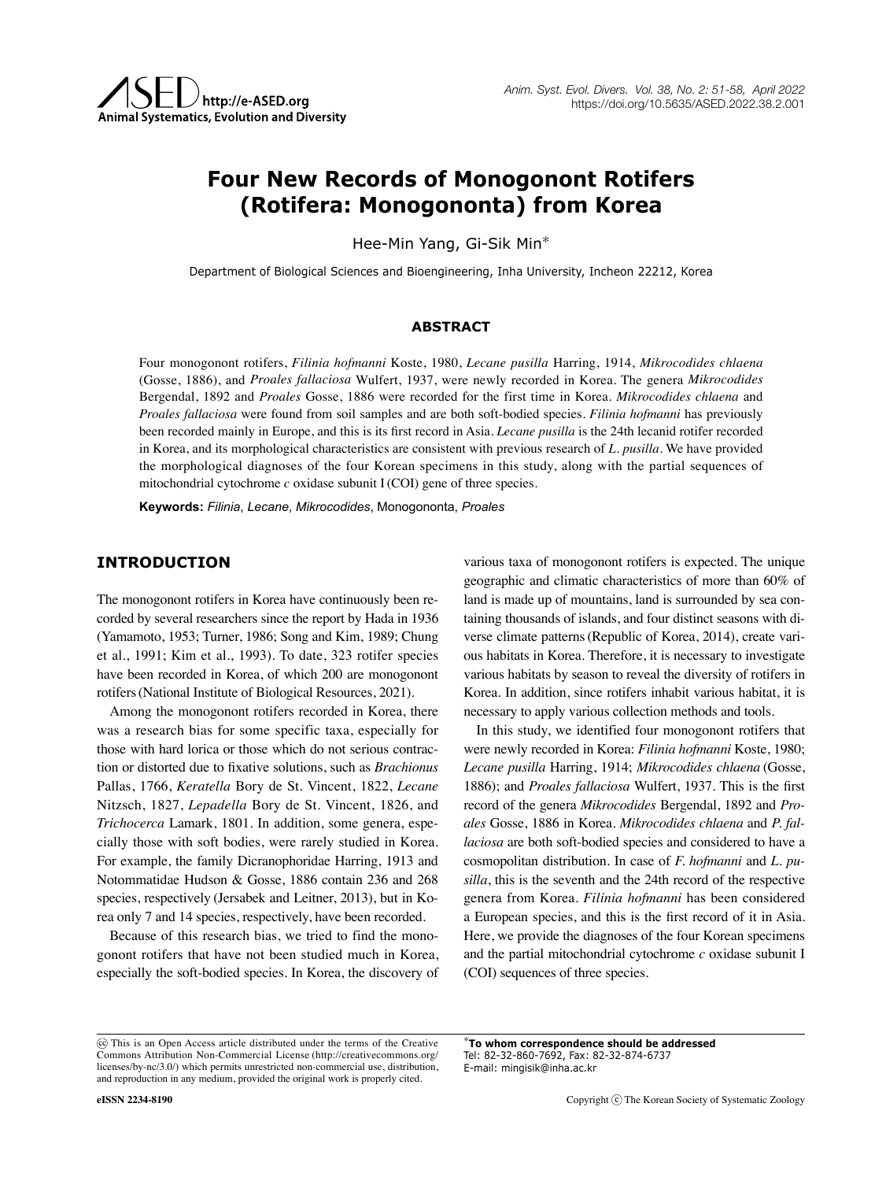# Four New Records of Monogonont Rotifers (Rotifera: Monogononta) from Korea

Hee-Min Yang, Gi-Sik Min*

Department of Biological Sciences and Bioengineering, Inha University, Incheon 22212, Korea

## ABSTRACT

Four monogonont rotifers, *Filinia hofmanni* Koste, 1980, *Lecane pusilla* Harring, 1914, *Mikrocodides chlaena* (Gosse, 1886), and *Proales fallaciosa* Wulfert, 1937, were newly recorded in Korea. The genera *Mikrocodides* Bergendal, 1892 and *Proales* Gosse, 1886 were recorded for the first time in Korea. *Mikrocodides chlaena* and *Proales fallaciosa* were found from soil samples and are both soft-bodied species. *Filinia hofmanni* has previously been recorded mainly in Europe, and this is its first record in Asia. *Lecane pusilla* is the 24th lecanid rotifer recorded in Korea, and its morphological characteristics are consistent with previous research of *L. pusilla*. We have provided the morphological diagnoses of the four Korean specimens in this study, along with the partial sequences of mitochondrial cytochrome *c* oxidase subunit I (COI) gene of three species.

**Keywords:** *Filinia*, *Lecane*, *Mikrocodides*, Monogononta, *Proales*

## INTRODUCTION

The monogonont rotifers in Korea have continuously been recorded by several researchers since the report by Hada in 1936 (Yamamoto, 1953; Turner, 1986; Song and Kim, 1989; Chung et al., 1991; Kim et al., 1993). To date, 323 rotifer species have been recorded in Korea, of which 200 are monogonont rotifers (National Institute of Biological Resources, 2021).

Among the monogonont rotifers recorded in Korea, there was a research bias for some specific taxa, especially for those with hard lorica or those which do not serious contraction or distorted due to fixative solutions, such as *Brachionus* Pallas, 1766, *Keratella* Bory de St. Vincent, 1822, *Lecane* Nitzsch, 1827, *Lepadella* Bory de St. Vincent, 1826, and *Trichocerca* Lamark, 1801. In addition, some genera, especially those with soft bodies, were rarely studied in Korea. For example, the family Dicranophoridae Harring, 1913 and Notommatidae Hudson & Gosse, 1886 contain 236 and 268 species, respectively (Jersabek and Leitner, 2013), but in Korea only 7 and 14 species, respectively, have been recorded.

Because of this research bias, we tried to find the monogonont rotifers that have not been studied much in Korea, especially the soft-bodied species. In Korea, the discovery of various taxa of monogonont rotifers is expected. The unique geographic and climatic characteristics of more than 60% of land is made up of mountains, land is surrounded by sea containing thousands of islands, and four distinct seasons with diverse climate patterns (Republic of Korea, 2014), create various habitats in Korea. Therefore, it is necessary to investigate various habitats by season to reveal the diversity of rotifers in Korea. In addition, since rotifers inhabit various habitat, it is necessary to apply various collection methods and tools.

In this study, we identified four monogonont rotifers that were newly recorded in Korea: *Filinia hofmanni* Koste, 1980; *Lecane pusilla* Harring, 1914; *Mikrocodides chlaena* (Gosse, 1886); and *Proales fallaciosa* Wulfert, 1937. This is the first record of the genera *Mikrocodides* Bergendal, 1892 and *Proales* Gosse, 1886 in Korea. *Mikrocodides chlaena* and *P. fallaciosa* are both soft-bodied species and considered to have a cosmopolitan distribution. In case of *F. hofmanni* and *L. pusilla*, this is the seventh and the 24th record of the respective genera from Korea. *Filinia hofmanni* has been considered a European species, and this is the first record of it in Asia. Here, we provide the diagnoses of the four Korean specimens and the partial mitochondrial cytochrome *c* oxidase subunit I (COI) sequences of three species.

This is an Open Access article distributed under the terms of the Creative Commons Attribution Non-Commercial License (http://creativecommons.org/licenses/by-nc/3.0/) which permits unrestricted non-commercial use, distribution, and reproduction in any medium, provided the original work is properly cited.

*To whom correspondence should be addressed
Tel: 82-32-860-7692, Fax: 82-32-874-6737
E-mail: mingisik@inha.ac.kr

eISSN 2234-8190

Copyright © The Korean Society of Systematic Zoology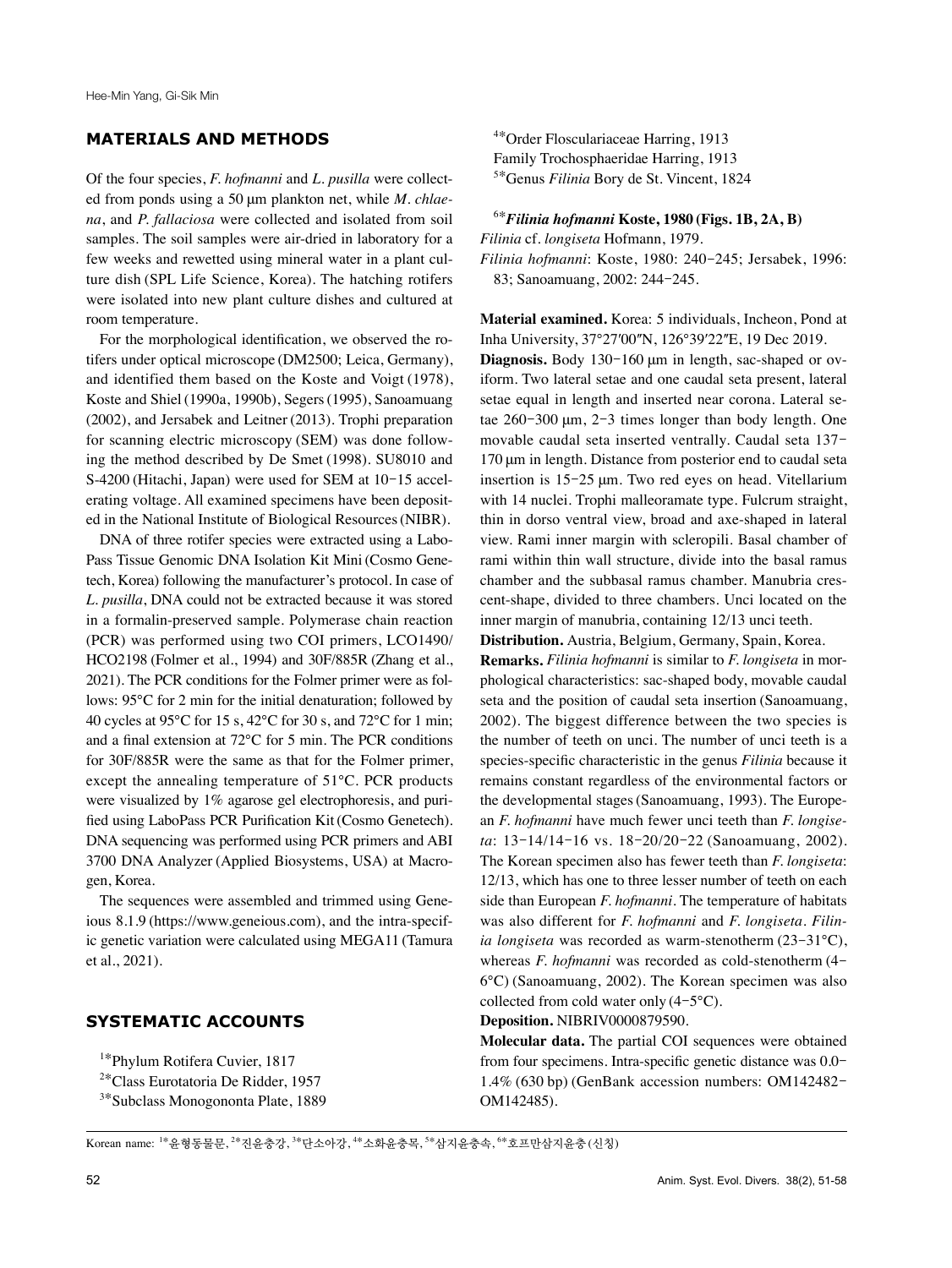## MATERIALS AND METHODS

Of the four species, *F. hofmanni* and *L. pusilla* were collected from ponds using a 50 μm plankton net, while *M. chlaena*, and *P. fallaciosa* were collected and isolated from soil samples. The soil samples were air-dried in laboratory for a few weeks and rewetted using mineral water in a plant culture dish (SPL Life Science, Korea). The hatching rotifers were isolated into new plant culture dishes and cultured at room temperature.

For the morphological identification, we observed the rotifers under optical microscope (DM2500; Leica, Germany), and identified them based on the Koste and Voigt (1978), Koste and Shiel (1990a, 1990b), Segers (1995), Sanoamuang (2002), and Jersabek and Leitner (2013). Trophi preparation for scanning electric microscopy (SEM) was done following the method described by De Smet (1998). SU8010 and S-4200 (Hitachi, Japan) were used for SEM at 10–15 accelerating voltage. All examined specimens have been deposited in the National Institute of Biological Resources (NIBR).

DNA of three rotifer species were extracted using a LaboPass Tissue Genomic DNA Isolation Kit Mini (Cosmo Genetech, Korea) following the manufacturer's protocol. In case of *L. pusilla*, DNA could not be extracted because it was stored in a formalin-preserved sample. Polymerase chain reaction (PCR) was performed using two COI primers, LCO1490/HCO2198 (Folmer et al., 1994) and 30F/885R (Zhang et al., 2021). The PCR conditions for the Folmer primer were as follows: 95°C for 2 min for the initial denaturation; followed by 40 cycles at 95°C for 15 s, 42°C for 30 s, and 72°C for 1 min; and a final extension at 72°C for 5 min. The PCR conditions for 30F/885R were the same as that for the Folmer primer, except the annealing temperature of 51°C. PCR products were visualized by 1% agarose gel electrophoresis, and purified using LaboPass PCR Purification Kit (Cosmo Genetech). DNA sequencing was performed using PCR primers and ABI 3700 DNA Analyzer (Applied Biosystems, USA) at Macrogen, Korea.

The sequences were assembled and trimmed using Geneious 8.1.9 (https://www.geneious.com), and the intra-specific genetic variation were calculated using MEGA11 (Tamura et al., 2021).

## SYSTEMATIC ACCOUNTS

[1*]Phylum Rotifera Cuvier, 1817
[2*]Class Eurotatoria De Ridder, 1957
[3*]Subclass Monogononta Plate, 1889
[4*]Order Flosculariaceae Harring, 1913
Family Trochosphaeridae Harring, 1913
[5*]Genus *Filinia* Bory de St. Vincent, 1824

### [6*]***Filinia hofmanni*** **Koste, 1980 (Figs. 1B, 2A, B)**

*Filinia* cf. *longiseta* Hofmann, 1979.
*Filinia hofmanni*: Koste, 1980: 240–245; Jersabek, 1996: 83; Sanoamuang, 2002: 244–245.

**Material examined.** Korea: 5 individuals, Incheon, Pond at Inha University, 37°27′00″N, 126°39′22″E, 19 Dec 2019.

**Diagnosis.** Body 130–160 μm in length, sac-shaped or oviform. Two lateral setae and one caudal seta present, lateral setae equal in length and inserted near corona. Lateral setae 260–300 μm, 2–3 times longer than body length. One movable caudal seta inserted ventrally. Caudal seta 137–170 μm in length. Distance from posterior end to caudal seta insertion is 15–25 μm. Two red eyes on head. Vitellarium with 14 nuclei. Trophi malleoramate type. Fulcrum straight, thin in dorso ventral view, broad and axe-shaped in lateral view. Rami inner margin with scleropili. Basal chamber of rami within thin wall structure, divide into the basal ramus chamber and the subbasal ramus chamber. Manubria crescent-shape, divided to three chambers. Unci located on the inner margin of manubria, containing 12/13 unci teeth.

**Distribution.** Austria, Belgium, Germany, Spain, Korea.

**Remarks.** *Filinia hofmanni* is similar to *F. longiseta* in morphological characteristics: sac-shaped body, movable caudal seta and the position of caudal seta insertion (Sanoamuang, 2002). The biggest difference between the two species is the number of teeth on unci. The number of unci teeth is a species-specific characteristic in the genus *Filinia* because it remains constant regardless of the environmental factors or the developmental stages (Sanoamuang, 1993). The European *F. hofmanni* have much fewer unci teeth than *F. longiseta*: 13–14/14–16 vs. 18–20/20–22 (Sanoamuang, 2002). The Korean specimen also has fewer teeth than *F. longiseta*: 12/13, which has one to three lesser number of teeth on each side than European *F. hofmanni*. The temperature of habitats was also different for *F. hofmanni* and *F. longiseta*. *Filinia longiseta* was recorded as warm-stenotherm (23–31°C), whereas *F. hofmanni* was recorded as cold-stenotherm (4–6°C) (Sanoamuang, 2002). The Korean specimen was also collected from cold water only (4–5°C).

**Deposition.** NIBRIV0000879590.

**Molecular data.** The partial COI sequences were obtained from four specimens. Intra-specific genetic distance was 0.0–1.4% (630 bp) (GenBank accession numbers: OM142482–OM142485).

---

Korean name: [1*]윤형동물문, [2*]진윤충강, [3*]단소아강, [4*]소화윤충목, [5*]삼지윤충속, [6*]호프만삼지윤충 (신칭)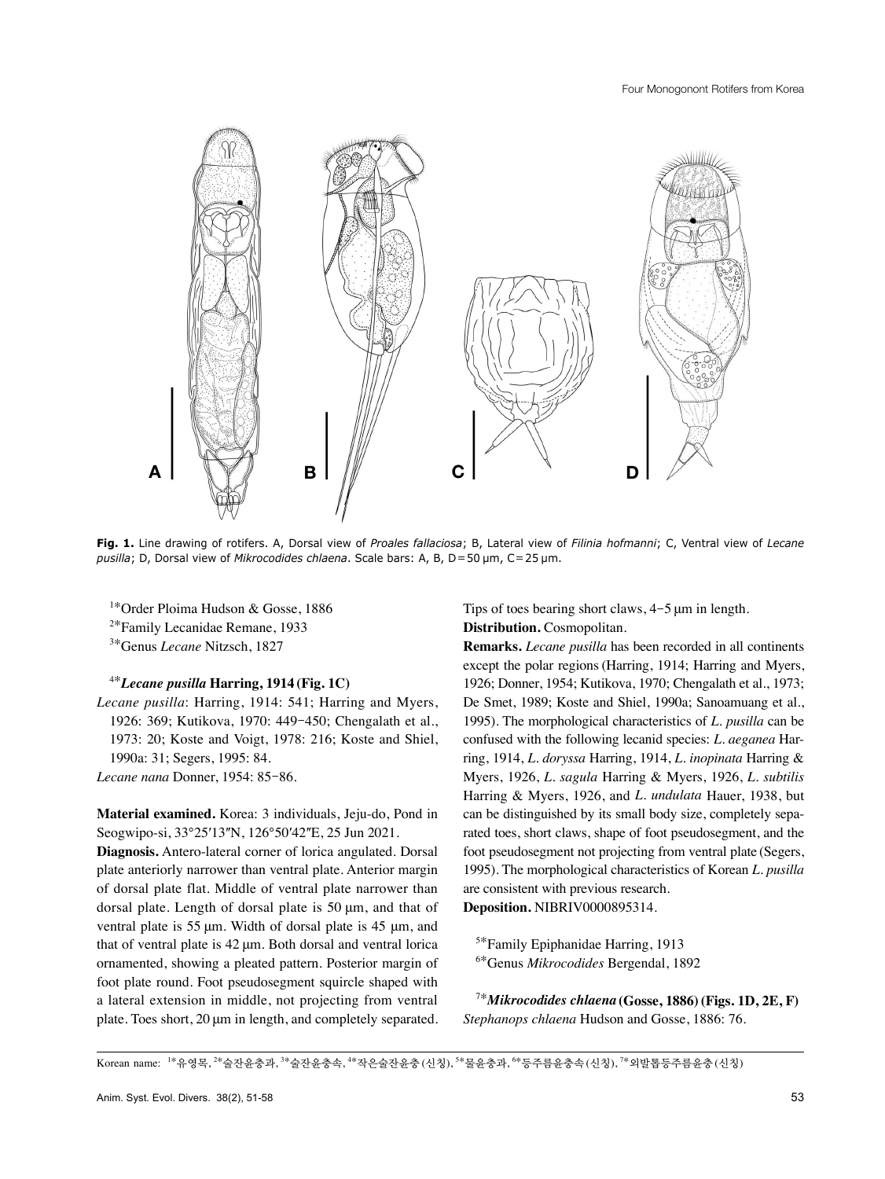Fig. 1. Line drawing of rotifers. A, Dorsal view of *Proales fallaciosa*; B, Lateral view of *Filinia hofmanni*; C, Ventral view of *Lecane pusilla*; D, Dorsal view of *Mikrocodides chlaena*. Scale bars: A, B, D=50 μm, C=25 μm.

[1*]Order Ploima Hudson & Gosse, 1886
[2*]Family Lecanidae Remane, 1933
[3*]Genus *Lecane* Nitzsch, 1827

#### [4*]*Lecane pusilla* Harring, 1914 (Fig. 1C)

*Lecane pusilla*: Harring, 1914: 541; Harring and Myers, 1926: 369; Kutikova, 1970: 449–450; Chengalath et al., 1973: 20; Koste and Voigt, 1978: 216; Koste and Shiel, 1990a: 31; Segers, 1995: 84.
*Lecane nana* Donner, 1954: 85–86.

**Material examined.** Korea: 3 individuals, Jeju-do, Pond in Seogwipo-si, 33°25′13″N, 126°50′42″E, 25 Jun 2021.

**Diagnosis.** Antero-lateral corner of lorica angulated. Dorsal plate anteriorly narrower than ventral plate. Anterior margin of dorsal plate flat. Middle of ventral plate narrower than dorsal plate. Length of dorsal plate is 50 μm, and that of ventral plate is 55 μm. Width of dorsal plate is 45 μm, and that of ventral plate is 42 μm. Both dorsal and ventral lorica ornamented, showing a pleated pattern. Posterior margin of foot plate round. Foot pseudosegment squircle shaped with a lateral extension in middle, not projecting from ventral plate. Toes short, 20 μm in length, and completely separated. Tips of toes bearing short claws, 4–5 μm in length.

**Distribution.** Cosmopolitan.

**Remarks.** *Lecane pusilla* has been recorded in all continents except the polar regions (Harring, 1914; Harring and Myers, 1926; Donner, 1954; Kutikova, 1970; Chengalath et al., 1973; De Smet, 1989; Koste and Shiel, 1990a; Sanoamuang et al., 1995). The morphological characteristics of *L. pusilla* can be confused with the following lecanid species: *L. aeganea* Harring, 1914, *L. doryssa* Harring, 1914, *L. inopinata* Harring & Myers, 1926, *L. sagula* Harring & Myers, 1926, *L. subtilis* Harring & Myers, 1926, and *L. undulata* Hauer, 1938, but can be distinguished by its small body size, completely separated toes, short claws, shape of foot pseudosegment, and the foot pseudosegment not projecting from ventral plate (Segers, 1995). The morphological characteristics of Korean *L. pusilla* are consistent with previous research.

**Deposition.** NIBRIV0000895314.

[5*]Family Epiphanidae Harring, 1913
[6*]Genus *Mikrocodides* Bergendal, 1892

#### [7*]*Mikrocodides chlaena* (Gosse, 1886) (Figs. 1D, 2E, F)

*Stephanops chlaena* Hudson and Gosse, 1886: 76.

---

Korean name: [1*]유영목, [2*]술잔윤충과, [3*]술잔윤충속, [4*]작은술잔윤충 (신칭), [5*]물윤충과, [6*]등주름윤충속 (신칭), [7*]외발톱등주름윤충 (신칭)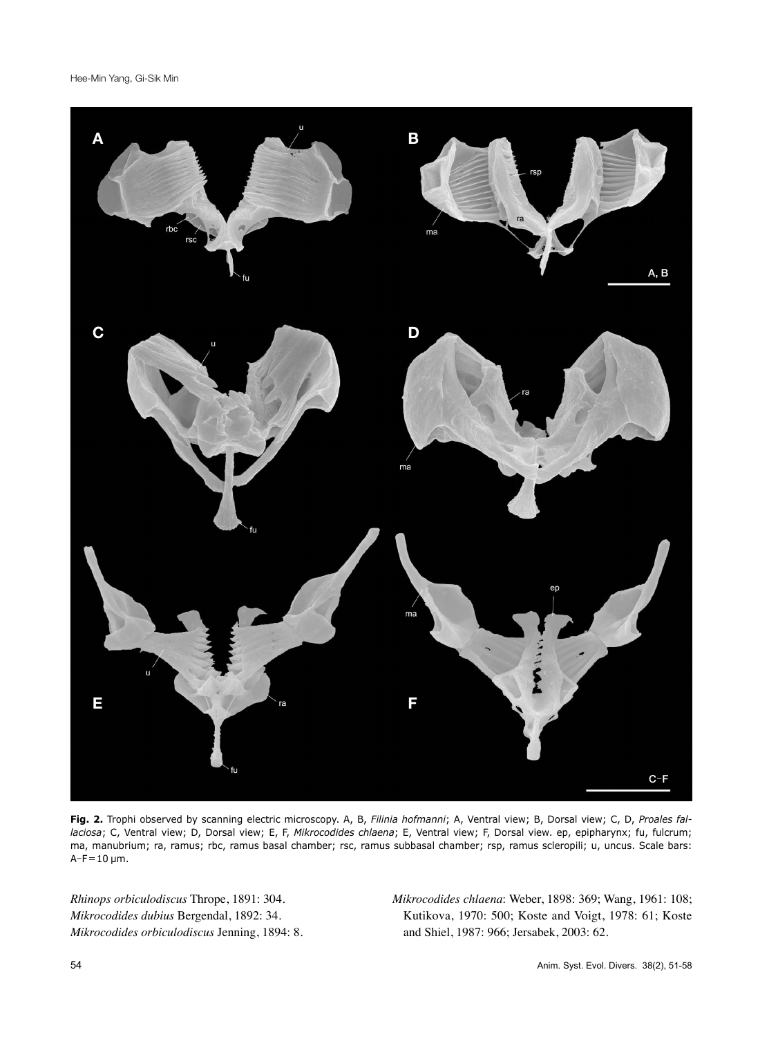**Fig. 2.** Trophi observed by scanning electric microscopy. A, B, *Filinia hofmanni*; A, Ventral view; B, Dorsal view; C, D, *Proales fallaciosa*; C, Ventral view; D, Dorsal view; E, F, *Mikrocodides chlaena*; E, Ventral view; F, Dorsal view. ep, epipharynx; fu, fulcrum; ma, manubrium; ra, ramus; rbc, ramus basal chamber; rsc, ramus subbasal chamber; rsp, ramus scleropili; u, uncus. Scale bars: A–F = 10 μm.

*Rhinops orbiculodiscus* Thrope, 1891: 304.
*Mikrocodides dubius* Bergendal, 1892: 34.
*Mikrocodides orbiculodiscus* Jenning, 1894: 8.
*Mikrocodides chlaena*: Weber, 1898: 369; Wang, 1961: 108; Kutikova, 1970: 500; Koste and Voigt, 1978: 61; Koste and Shiel, 1987: 966; Jersabek, 2003: 62.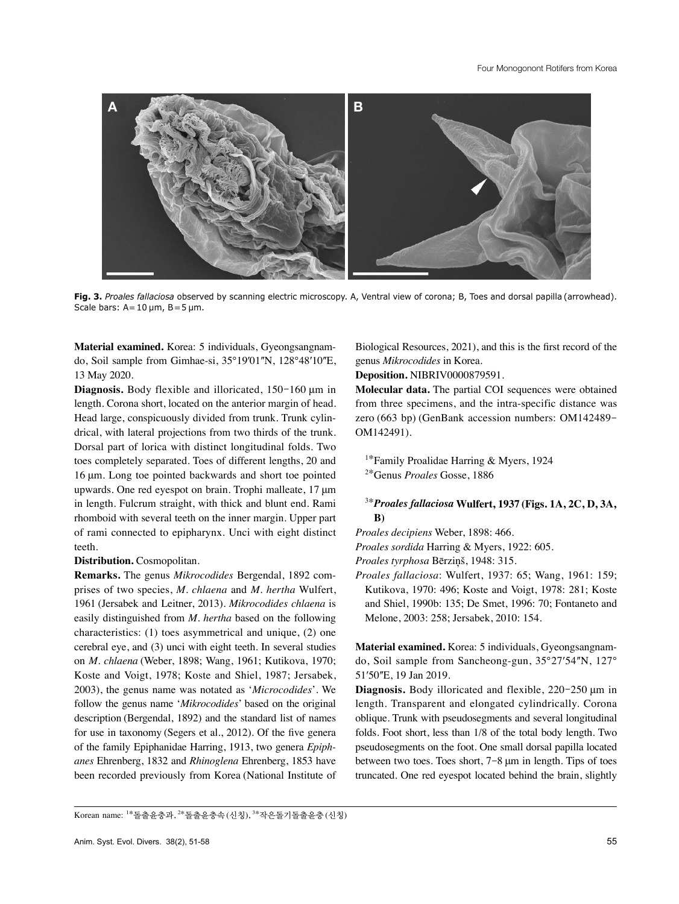Fig. 3. *Proales fallaciosa* observed by scanning electric microscopy. A, Ventral view of corona; B, Toes and dorsal papilla (arrowhead). Scale bars: A = 10 μm, B = 5 μm.

**Material examined.** Korea: 5 individuals, Gyeongsangnam-do, Soil sample from Gimhae-si, 35°19′01″N, 128°48′10″E, 13 May 2020.

**Diagnosis.** Body flexible and illoricated, 150–160 μm in length. Corona short, located on the anterior margin of head. Head large, conspicuously divided from trunk. Trunk cylindrical, with lateral projections from two thirds of the trunk. Dorsal part of lorica with distinct longitudinal folds. Two toes completely separated. Toes of different lengths, 20 and 16 μm. Long toe pointed backwards and short toe pointed upwards. One red eyespot on brain. Trophi malleate, 17 μm in length. Fulcrum straight, with thick and blunt end. Rami rhomboid with several teeth on the inner margin. Upper part of rami connected to epipharynx. Unci with eight distinct teeth.

**Distribution.** Cosmopolitan.

**Remarks.** The genus *Mikrocodides* Bergendal, 1892 comprises of two species, *M. chlaena* and *M. hertha* Wulfert, 1961 (Jersabek and Leitner, 2013). *Mikrocodides chlaena* is easily distinguished from *M. hertha* based on the following characteristics: (1) toes asymmetrical and unique, (2) one cerebral eye, and (3) unci with eight teeth. In several studies on *M. chlaena* (Weber, 1898; Wang, 1961; Kutikova, 1970; Koste and Voigt, 1978; Koste and Shiel, 1987; Jersabek, 2003), the genus name was notated as '*Microcodides*'. We follow the genus name '*Mikrocodides*' based on the original description (Bergendal, 1892) and the standard list of names for use in taxonomy (Segers et al., 2012). Of the five genera of the family Epiphanidae Harring, 1913, two genera *Epiphanes* Ehrenberg, 1832 and *Rhinoglena* Ehrenberg, 1853 have been recorded previously from Korea (National Institute of Biological Resources, 2021), and this is the first record of the genus *Mikrocodides* in Korea.

**Deposition.** NIBRIV0000879591.

**Molecular data.** The partial COI sequences were obtained from three specimens, and the intra-specific distance was zero (663 bp) (GenBank accession numbers: OM142489–OM142491).

[1*]Family Proalidae Harring & Myers, 1924

[2*]Genus *Proales* Gosse, 1886

### [3*]*Proales fallaciosa* Wulfert, 1937 (Figs. 1A, 2C, D, 3A, B)

*Proales decipiens* Weber, 1898: 466.
*Proales sordida* Harring & Myers, 1922: 605.
*Proales tyrphosa* Bērziņš, 1948: 315.
*Proales fallaciosa*: Wulfert, 1937: 65; Wang, 1961: 159; Kutikova, 1970: 496; Koste and Voigt, 1978: 281; Koste and Shiel, 1990b: 135; De Smet, 1996: 70; Fontaneto and Melone, 2003: 258; Jersabek, 2010: 154.

**Material examined.** Korea: 5 individuals, Gyeongsangnam-do, Soil sample from Sancheong-gun, 35°27′54″N, 127°51′50″E, 19 Jan 2019.

**Diagnosis.** Body illoricated and flexible, 220–250 μm in length. Transparent and elongated cylindrically. Corona oblique. Trunk with pseudosegments and several longitudinal folds. Foot short, less than 1/8 of the total body length. Two pseudosegments on the foot. One small dorsal papilla located between two toes. Toes short, 7–8 μm in length. Tips of toes truncated. One red eyespot located behind the brain, slightly

Korean name: [1*]돌출윤충과, [2*]돌출윤충속 (신칭), [3*]작은돌기돌출윤충 (신칭)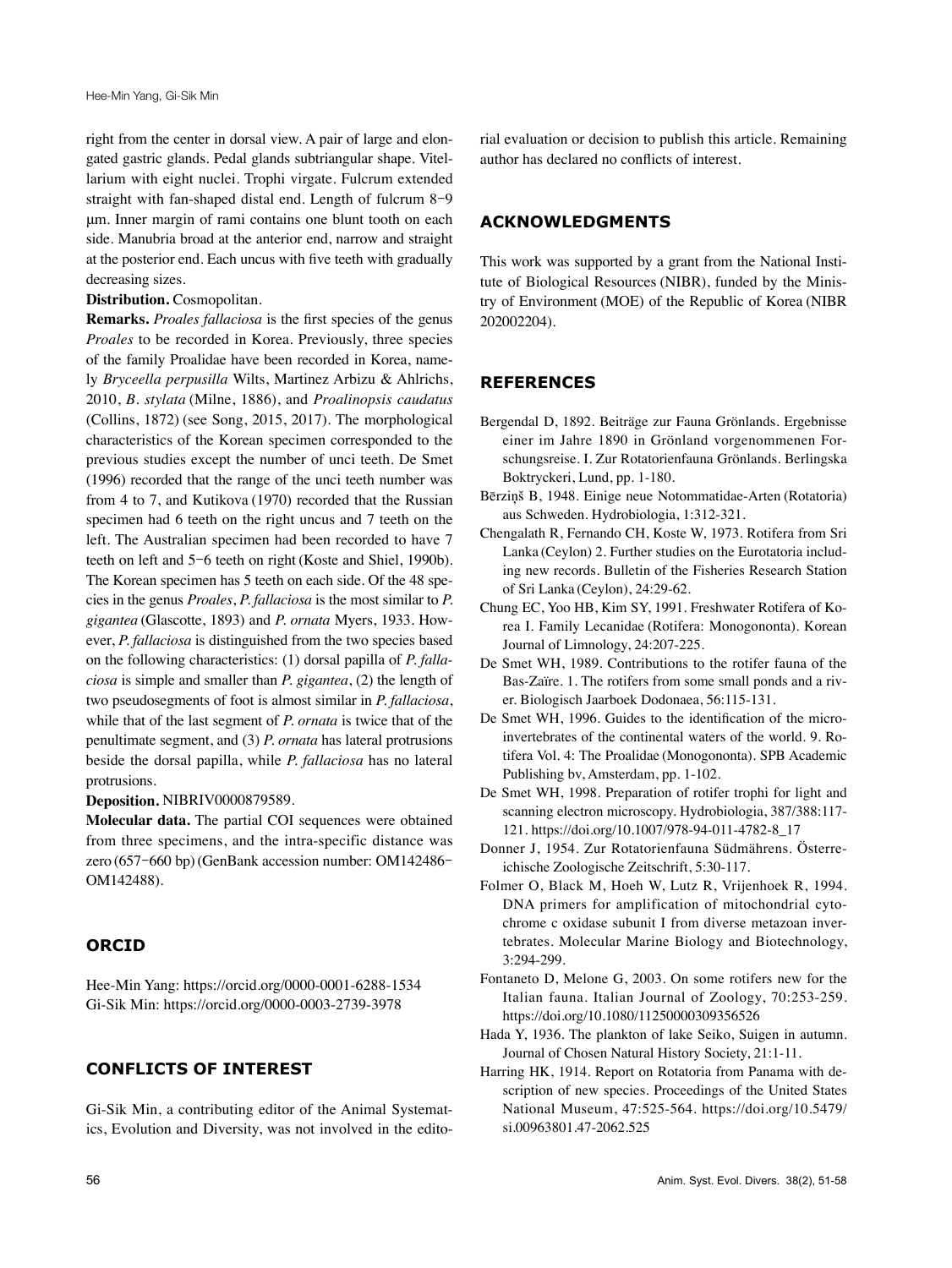right from the center in dorsal view. A pair of large and elongated gastric glands. Pedal glands subtriangular shape. Vitellarium with eight nuclei. Trophi virgate. Fulcrum extended straight with fan-shaped distal end. Length of fulcrum 8–9 μm. Inner margin of rami contains one blunt tooth on each side. Manubria broad at the anterior end, narrow and straight at the posterior end. Each uncus with five teeth with gradually decreasing sizes.

**Distribution.** Cosmopolitan.

**Remarks.** *Proales fallaciosa* is the first species of the genus *Proales* to be recorded in Korea. Previously, three species of the family Proalidae have been recorded in Korea, namely *Bryceella perpusilla* Wilts, Martinez Arbizu & Ahlrichs, 2010, *B. stylata* (Milne, 1886), and *Proalinopsis caudatus* (Collins, 1872) (see Song, 2015, 2017). The morphological characteristics of the Korean specimen corresponded to the previous studies except the number of unci teeth. De Smet (1996) recorded that the range of the unci teeth number was from 4 to 7, and Kutikova (1970) recorded that the Russian specimen had 6 teeth on the right uncus and 7 teeth on the left. The Australian specimen had been recorded to have 7 teeth on left and 5–6 teeth on right (Koste and Shiel, 1990b). The Korean specimen has 5 teeth on each side. Of the 48 species in the genus *Proales*, *P. fallaciosa* is the most similar to *P. gigantea* (Glascotte, 1893) and *P. ornata* Myers, 1933. However, *P. fallaciosa* is distinguished from the two species based on the following characteristics: (1) dorsal papilla of *P. fallaciosa* is simple and smaller than *P. gigantea*, (2) the length of two pseudosegments of foot is almost similar in *P. fallaciosa*, while that of the last segment of *P. ornata* is twice that of the penultimate segment, and (3) *P. ornata* has lateral protrusions beside the dorsal papilla, while *P. fallaciosa* has no lateral protrusions.

**Deposition.** NIBRIV0000879589.

**Molecular data.** The partial COI sequences were obtained from three specimens, and the intra-specific distance was zero (657–660 bp) (GenBank accession number: OM142486–OM142488).

## ORCID

Hee-Min Yang: https://orcid.org/0000-0001-6288-1534
Gi-Sik Min: https://orcid.org/0000-0003-2739-3978

## CONFLICTS OF INTEREST

Gi-Sik Min, a contributing editor of the Animal Systematics, Evolution and Diversity, was not involved in the editorial evaluation or decision to publish this article. Remaining author has declared no conflicts of interest.

## ACKNOWLEDGMENTS

This work was supported by a grant from the National Institute of Biological Resources (NIBR), funded by the Ministry of Environment (MOE) of the Republic of Korea (NIBR 202002204).

## REFERENCES

Bergendal D, 1892. Beiträge zur Fauna Grönlands. Ergebnisse einer im Jahre 1890 in Grönland vorgenommenen Forschungsreise. I. Zur Rotatorienfauna Grönlands. Berlingska Boktryckeri, Lund, pp. 1-180.

Bērziņš B, 1948. Einige neue Notommatidae-Arten (Rotatoria) aus Schweden. Hydrobiologia, 1:312-321.

Chengalath R, Fernando CH, Koste W, 1973. Rotifera from Sri Lanka (Ceylon) 2. Further studies on the Eurotatoria including new records. Bulletin of the Fisheries Research Station of Sri Lanka (Ceylon), 24:29-62.

Chung EC, Yoo HB, Kim SY, 1991. Freshwater Rotifera of Korea I. Family Lecanidae (Rotifera: Monogononta). Korean Journal of Limnology, 24:207-225.

De Smet WH, 1989. Contributions to the rotifer fauna of the Bas-Zaïre. 1. The rotifers from some small ponds and a river. Biologisch Jaarboek Dodonaea, 56:115-131.

De Smet WH, 1996. Guides to the identification of the microinvertebrates of the continental waters of the world. 9. Rotifera Vol. 4: The Proalidae (Monogononta). SPB Academic Publishing bv, Amsterdam, pp. 1-102.

De Smet WH, 1998. Preparation of rotifer trophi for light and scanning electron microscopy. Hydrobiologia, 387/388:117-121. https://doi.org/10.1007/978-94-011-4782-8_17

Donner J, 1954. Zur Rotatorienfauna Südmährens. Österreichische Zoologische Zeitschrift, 5:30-117.

Folmer O, Black M, Hoeh W, Lutz R, Vrijenhoek R, 1994. DNA primers for amplification of mitochondrial cytochrome c oxidase subunit I from diverse metazoan invertebrates. Molecular Marine Biology and Biotechnology, 3:294-299.

Fontaneto D, Melone G, 2003. On some rotifers new for the Italian fauna. Italian Journal of Zoology, 70:253-259. https://doi.org/10.1080/11250000309356526

Hada Y, 1936. The plankton of lake Seiko, Suigen in autumn. Journal of Chosen Natural History Society, 21:1-11.

Harring HK, 1914. Report on Rotatoria from Panama with description of new species. Proceedings of the United States National Museum, 47:525-564. https://doi.org/10.5479/si.00963801.47-2062.525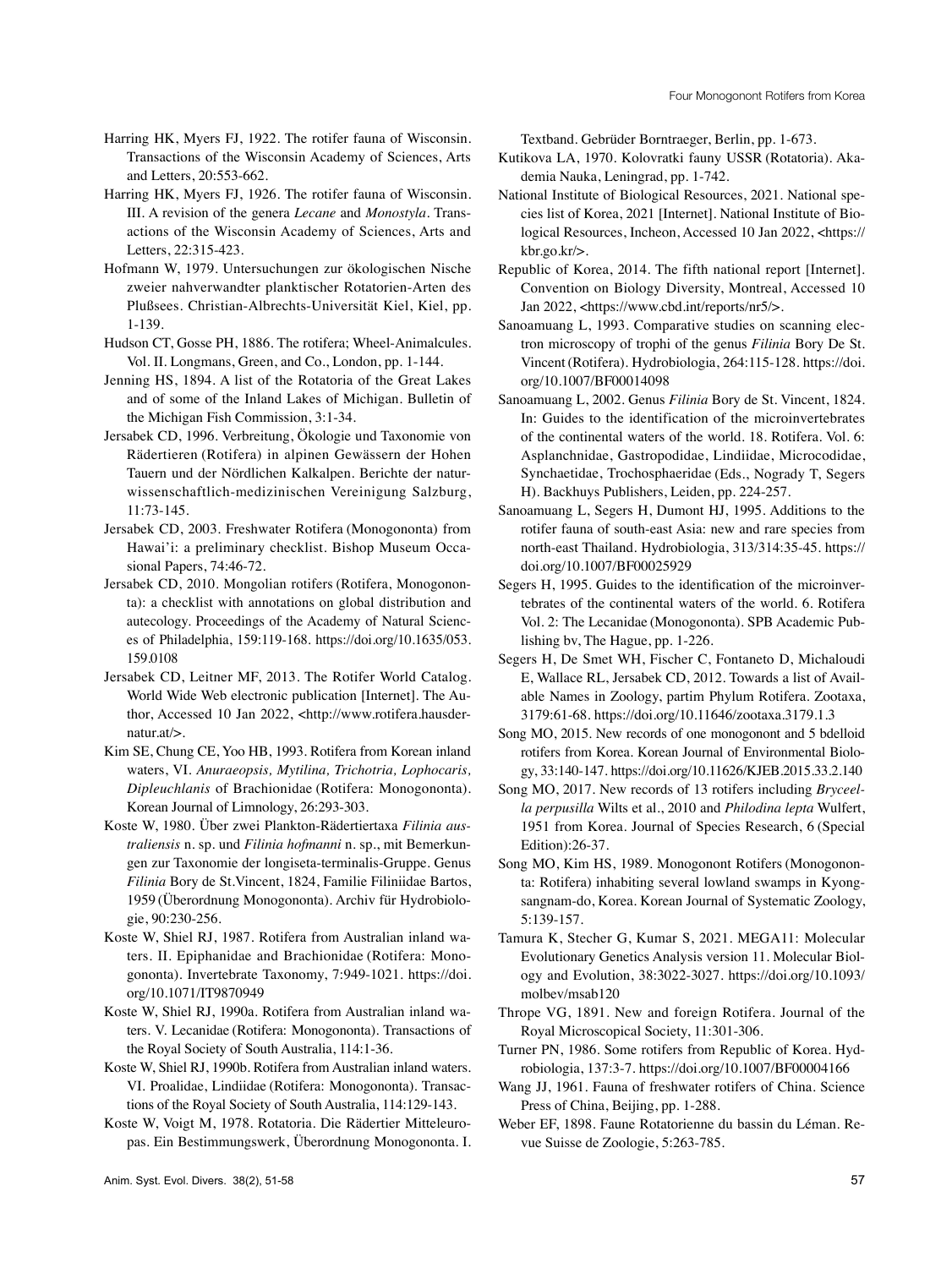Harring HK, Myers FJ, 1922. The rotifer fauna of Wisconsin. Transactions of the Wisconsin Academy of Sciences, Arts and Letters, 20:553-662.

Harring HK, Myers FJ, 1926. The rotifer fauna of Wisconsin. III. A revision of the genera *Lecane* and *Monostyla*. Transactions of the Wisconsin Academy of Sciences, Arts and Letters, 22:315-423.

Hofmann W, 1979. Untersuchungen zur ökologischen Nische zweier nahverwandter planktischer Rotatorien-Arten des Plußsees. Christian-Albrechts-Universität Kiel, Kiel, pp. 1-139.

Hudson CT, Gosse PH, 1886. The rotifera; Wheel-Animalcules. Vol. II. Longmans, Green, and Co., London, pp. 1-144.

Jenning HS, 1894. A list of the Rotatoria of the Great Lakes and of some of the Inland Lakes of Michigan. Bulletin of the Michigan Fish Commission, 3:1-34.

Jersabek CD, 1996. Verbreitung, Ökologie und Taxonomie von Rädertieren (Rotifera) in alpinen Gewässern der Hohen Tauern und der Nördlichen Kalkalpen. Berichte der naturwissenschaftlich-medizinischen Vereinigung Salzburg, 11:73-145.

Jersabek CD, 2003. Freshwater Rotifera (Monogononta) from Hawai'i: a preliminary checklist. Bishop Museum Occasional Papers, 74:46-72.

Jersabek CD, 2010. Mongolian rotifers (Rotifera, Monogononta): a checklist with annotations on global distribution and autecology. Proceedings of the Academy of Natural Sciences of Philadelphia, 159:119-168. https://doi.org/10.1635/053.159.0108

Jersabek CD, Leitner MF, 2013. The Rotifer World Catalog. World Wide Web electronic publication [Internet]. The Author, Accessed 10 Jan 2022, <http://www.rotifera.hausdernatur.at/>.

Kim SE, Chung CE, Yoo HB, 1993. Rotifera from Korean inland waters, VI. *Anuraeopsis, Mytilina, Trichotria, Lophocaris, Dipleuchlanis* of Brachionidae (Rotifera: Monogononta). Korean Journal of Limnology, 26:293-303.

Koste W, 1980. Über zwei Plankton-Rädertiertaxa *Filinia australiensis* n. sp. und *Filinia hofmanni* n. sp., mit Bemerkungen zur Taxonomie der longiseta-terminalis-Gruppe. Genus *Filinia* Bory de St.Vincent, 1824, Familie Filiniidae Bartos, 1959 (Überordnung Monogononta). Archiv für Hydrobiologie, 90:230-256.

Koste W, Shiel RJ, 1987. Rotifera from Australian inland waters. II. Epiphanidae and Brachionidae (Rotifera: Monogononta). Invertebrate Taxonomy, 7:949-1021. https://doi.org/10.1071/IT9870949

Koste W, Shiel RJ, 1990a. Rotifera from Australian inland waters. V. Lecanidae (Rotifera: Monogononta). Transactions of the Royal Society of South Australia, 114:1-36.

Koste W, Shiel RJ, 1990b. Rotifera from Australian inland waters. VI. Proalidae, Lindiidae (Rotifera: Monogononta). Transactions of the Royal Society of South Australia, 114:129-143.

Koste W, Voigt M, 1978. Rotatoria. Die Rädertier Mitteleuropas. Ein Bestimmungswerk, Überordnung Monogononta. I. Textband. Gebrüder Borntraeger, Berlin, pp. 1-673.

Kutikova LA, 1970. Kolovratki fauny USSR (Rotatoria). Akademia Nauka, Leningrad, pp. 1-742.

National Institute of Biological Resources, 2021. National species list of Korea, 2021 [Internet]. National Institute of Biological Resources, Incheon, Accessed 10 Jan 2022, <https://kbr.go.kr/>.

Republic of Korea, 2014. The fifth national report [Internet]. Convention on Biology Diversity, Montreal, Accessed 10 Jan 2022, <https://www.cbd.int/reports/nr5/>.

Sanoamuang L, 1993. Comparative studies on scanning electron microscopy of trophi of the genus *Filinia* Bory De St. Vincent (Rotifera). Hydrobiologia, 264:115-128. https://doi.org/10.1007/BF00014098

Sanoamuang L, 2002. Genus *Filinia* Bory de St. Vincent, 1824. In: Guides to the identification of the microinvertebrates of the continental waters of the world. 18. Rotifera. Vol. 6: Asplanchnidae, Gastropodidae, Lindiidae, Microcodidae, Synchaetidae, Trochosphaeridae (Eds., Nogrady T, Segers H). Backhuys Publishers, Leiden, pp. 224-257.

Sanoamuang L, Segers H, Dumont HJ, 1995. Additions to the rotifer fauna of south-east Asia: new and rare species from north-east Thailand. Hydrobiologia, 313/314:35-45. https://doi.org/10.1007/BF00025929

Segers H, 1995. Guides to the identification of the microinvertebrates of the continental waters of the world. 6. Rotifera Vol. 2: The Lecanidae (Monogononta). SPB Academic Publishing bv, The Hague, pp. 1-226.

Segers H, De Smet WH, Fischer C, Fontaneto D, Michaloudi E, Wallace RL, Jersabek CD, 2012. Towards a list of Available Names in Zoology, partim Phylum Rotifera. Zootaxa, 3179:61-68. https://doi.org/10.11646/zootaxa.3179.1.3

Song MO, 2015. New records of one monogonont and 5 bdelloid rotifers from Korea. Korean Journal of Environmental Biology, 33:140-147. https://doi.org/10.11626/KJEB.2015.33.2.140

Song MO, 2017. New records of 13 rotifers including *Bryceella perpusilla* Wilts et al., 2010 and *Philodina lepta* Wulfert, 1951 from Korea. Journal of Species Research, 6 (Special Edition):26-37.

Song MO, Kim HS, 1989. Monogonont Rotifers (Monogononta: Rotifera) inhabiting several lowland swamps in Kyongsangnam-do, Korea. Korean Journal of Systematic Zoology, 5:139-157.

Tamura K, Stecher G, Kumar S, 2021. MEGA11: Molecular Evolutionary Genetics Analysis version 11. Molecular Biology and Evolution, 38:3022-3027. https://doi.org/10.1093/molbev/msab120

Thrope VG, 1891. New and foreign Rotifera. Journal of the Royal Microscopical Society, 11:301-306.

Turner PN, 1986. Some rotifers from Republic of Korea. Hydrobiologia, 137:3-7. https://doi.org/10.1007/BF00004166

Wang JJ, 1961. Fauna of freshwater rotifers of China. Science Press of China, Beijing, pp. 1-288.

Weber EF, 1898. Faune Rotatorienne du bassin du Léman. Revue Suisse de Zoologie, 5:263-785.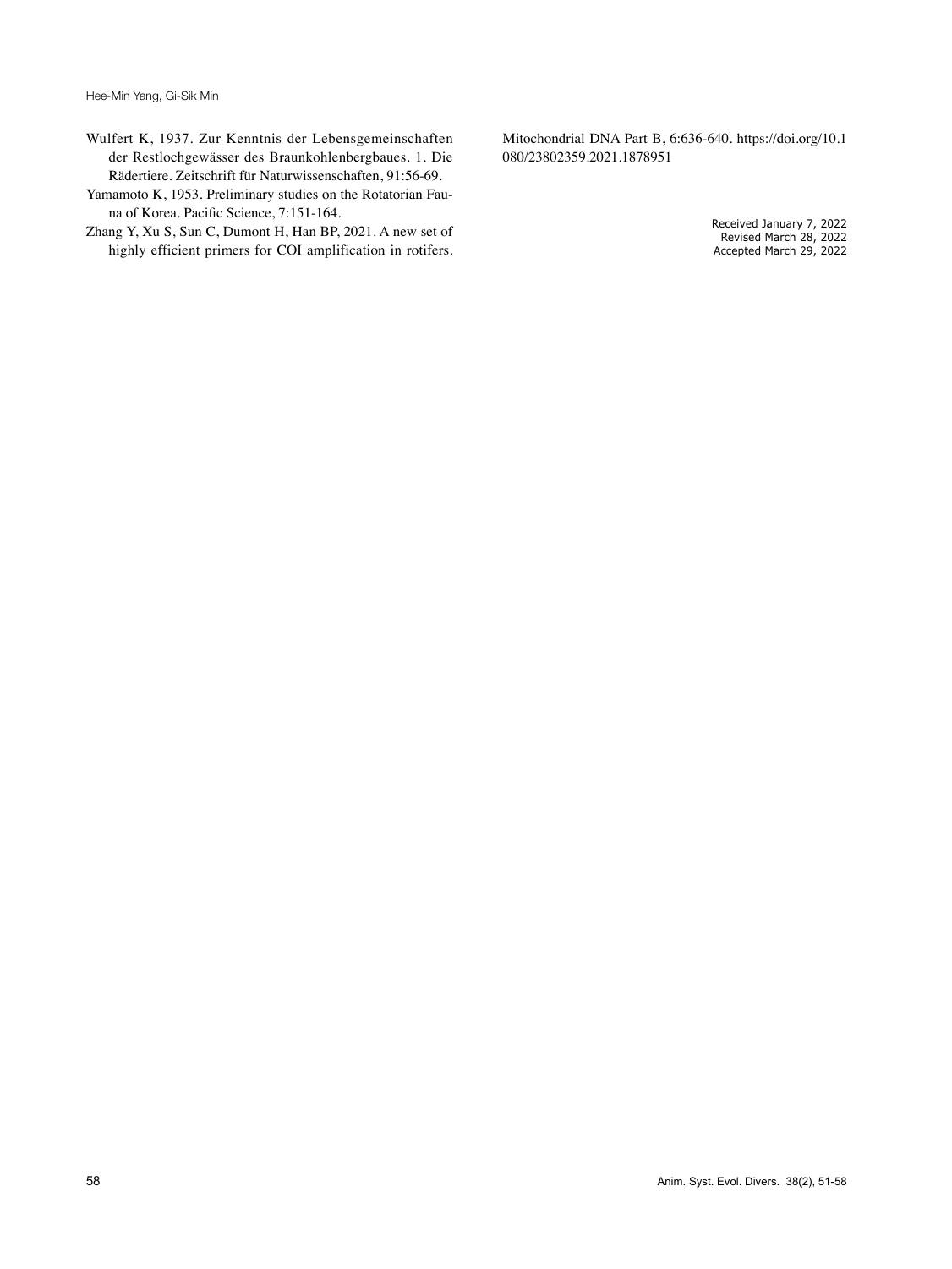Wulfert K, 1937. Zur Kenntnis der Lebensgemeinschaften der Restlochgewässer des Braunkohlenbergbaues. 1. Die Rädertiere. Zeitschrift für Naturwissenschaften, 91:56-69.

Yamamoto K, 1953. Preliminary studies on the Rotatorian Fauna of Korea. Pacific Science, 7:151-164.

Zhang Y, Xu S, Sun C, Dumont H, Han BP, 2021. A new set of highly efficient primers for COI amplification in rotifers. Mitochondrial DNA Part B, 6:636-640. https://doi.org/10.1080/23802359.2021.1878951

Received January 7, 2022
Revised March 28, 2022
Accepted March 29, 2022